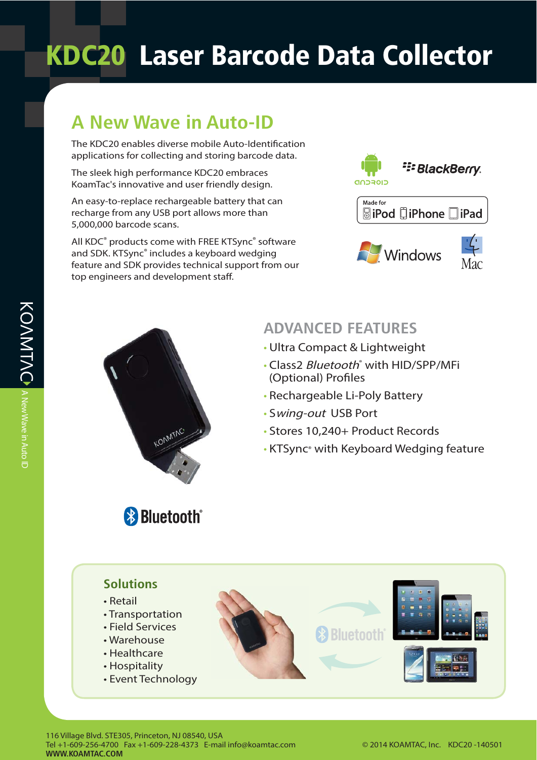# KDC20 Laser Barcode Data Collector

## A New Wave in Auto-ID

The KDC20 enables diverse mobile Auto-Identification applications for collecting and storing barcode data.

The sleek high performance KDC20 embraces KoamTac's innovative and user friendly design.

An easy-to-replace rechargeable battery that can recharge from any USB port allows more than 5,000,000 barcode scans.

All KDC® products come with FREE KTSync® software and SDK. KTSync® includes a keyboard wedging feature and SDK provides technical support from our top engineers and development staff.

## ADVANCED FEATURES

- Ultra Compact & Lightweight
- Class2 *Bluetooth*® with HID/SPP/MFi (Optional) Profiles
- Rechargeable Li-Poly Battery
- *Swing-out* USB Port
- Stores 10,240+ Product Records
- KTSync® with Keyboard Wedging feature

### Solutions

- Retail
- Transportation
- Field Services
- Warehouse
- Healthcare
- Hospitality
- Event Technology

116 Village Blvd. STE305, Princeton, NJ 08540, USA
Tel +1-609-256-4700 Fax +1-609-228-4373 E-mail info@koamtac.com
**WWW.KOAMTAC.COM**

© 2014 KOAMTAC, Inc. KDC20 -140501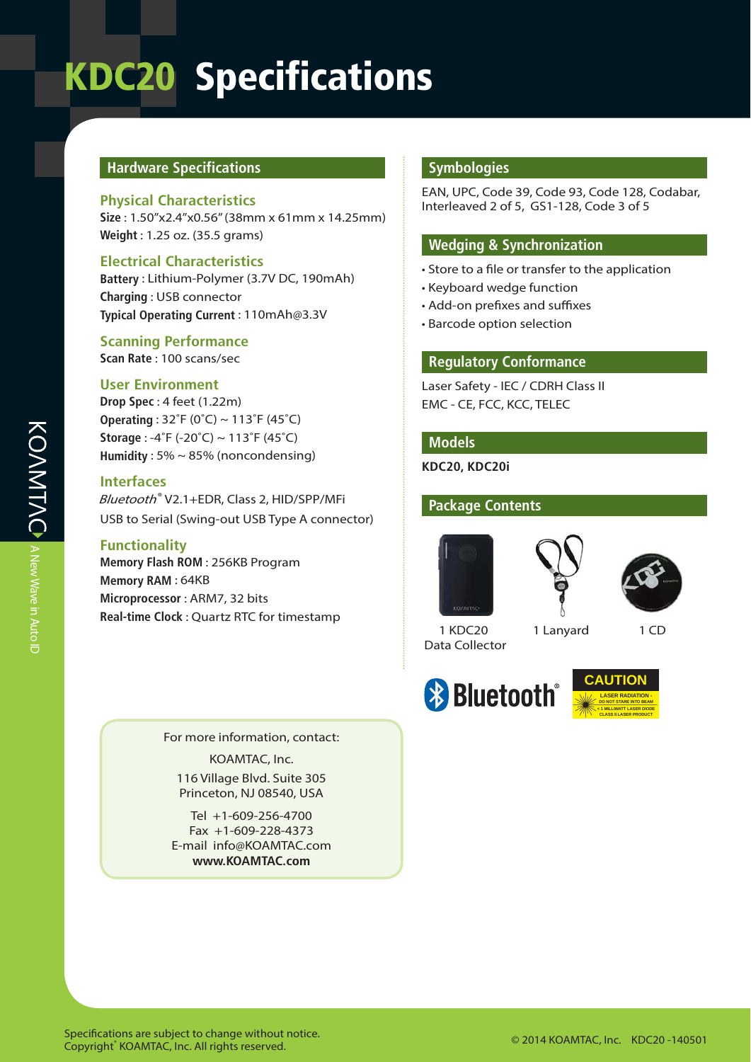# KDC20 Specifications

## Hardware Specifications

### Physical Characteristics

**Size** : 1.50"x2.4"x0.56" (38mm x 61mm x 14.25mm)
**Weight** : 1.25 oz. (35.5 grams)

### Electrical Characteristics

**Battery** : Lithium-Polymer (3.7V DC, 190mAh)
**Charging** : USB connector
**Typical Operating Current** : 110mAh@3.3V

### Scanning Performance

**Scan Rate** : 100 scans/sec

### User Environment

**Drop Spec** : 4 feet (1.22m)
**Operating** : 32˚F (0˚C) ~ 113˚F (45˚C)
**Storage** : -4˚F (-20˚C) ~ 113˚F (45˚C)
**Humidity** : 5% ~ 85% (noncondensing)

### Interfaces

*Bluetooth*® V2.1+EDR, Class 2, HID/SPP/MFi
USB to Serial (Swing-out USB Type A connector)

### Functionality

**Memory Flash ROM** : 256KB Program
**Memory RAM** : 64KB
**Microprocessor** : ARM7, 32 bits
**Real-time Clock** : Quartz RTC for timestamp

## Symbologies

EAN, UPC, Code 39, Code 93, Code 128, Codabar, Interleaved 2 of 5, GS1-128, Code 3 of 5

## Wedging & Synchronization

- Store to a file or transfer to the application
- Keyboard wedge function
- Add-on prefixes and suffixes
- Barcode option selection

## Regulatory Conformance

Laser Safety - IEC / CDRH Class II
EMC - CE, FCC, KCC, TELEC

## Models

**KDC20, KDC20i**

## Package Contents

1 KDC20 Data Collector
1 Lanyard
1 CD

Bluetooth®

CAUTION
LASER RADIATION - DO NOT STARE INTO BEAM
< 1 MILLIWATT LASER DIODE
CLASS II LASER PRODUCT

KOAMTAC A New Wave in Auto ID

For more information, contact:

KOAMTAC, Inc.

116 Village Blvd. Suite 305
Princeton, NJ 08540, USA

Tel +1-609-256-4700
Fax +1-609-228-4373
E-mail info@KOAMTAC.com
**www.KOAMTAC.com**

Specifications are subject to change without notice.
Copyright® KOAMTAC, Inc. All rights reserved.

© 2014 KOAMTAC, Inc. KDC20 -140501